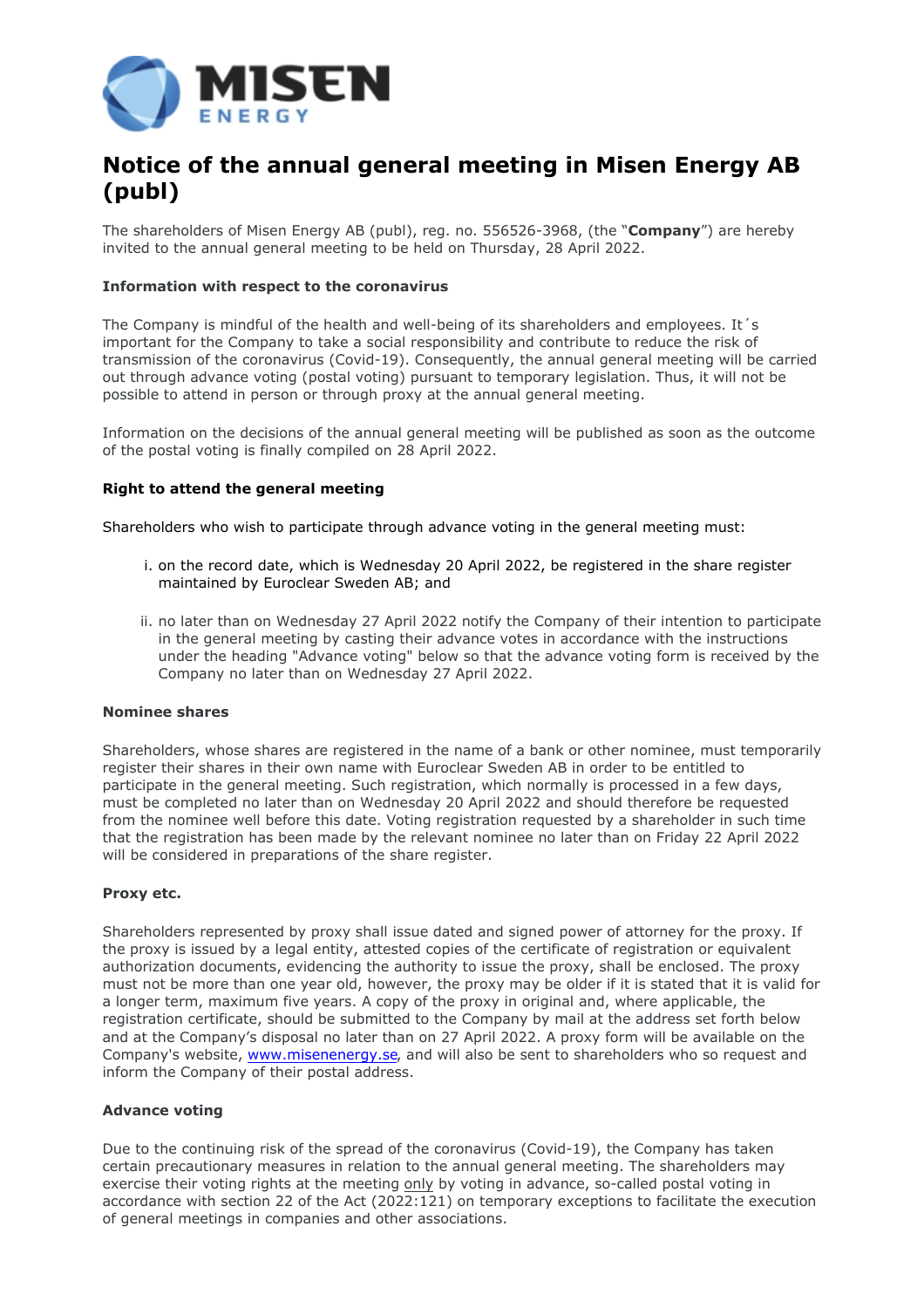# Notice of the annual general meeting in Misen Energy AB (publ)

The shareholders of Misen Energy AB (publ), reg. no. 556526-3968, (the "**Company**") are hereby invited to the annual general meeting to be held on Thursday, 28 April 2022.

**Information with respect to the coronavirus**

The Company is mindful of the health and well-being of its shareholders and employees. It´s important for the Company to take a social responsibility and contribute to reduce the risk of transmission of the coronavirus (Covid-19). Consequently, the annual general meeting will be carried out through advance voting (postal voting) pursuant to temporary legislation. Thus, it will not be possible to attend in person or through proxy at the annual general meeting.

Information on the decisions of the annual general meeting will be published as soon as the outcome of the postal voting is finally compiled on 28 April 2022.

**Right to attend the general meeting**

Shareholders who wish to participate through advance voting in the general meeting must:

i. on the record date, which is Wednesday 20 April 2022, be registered in the share register maintained by Euroclear Sweden AB; and

ii. no later than on Wednesday 27 April 2022 notify the Company of their intention to participate in the general meeting by casting their advance votes in accordance with the instructions under the heading "Advance voting" below so that the advance voting form is received by the Company no later than on Wednesday 27 April 2022.

**Nominee shares**

Shareholders, whose shares are registered in the name of a bank or other nominee, must temporarily register their shares in their own name with Euroclear Sweden AB in order to be entitled to participate in the general meeting. Such registration, which normally is processed in a few days, must be completed no later than on Wednesday 20 April 2022 and should therefore be requested from the nominee well before this date. Voting registration requested by a shareholder in such time that the registration has been made by the relevant nominee no later than on Friday 22 April 2022 will be considered in preparations of the share register.

**Proxy etc.**

Shareholders represented by proxy shall issue dated and signed power of attorney for the proxy. If the proxy is issued by a legal entity, attested copies of the certificate of registration or equivalent authorization documents, evidencing the authority to issue the proxy, shall be enclosed. The proxy must not be more than one year old, however, the proxy may be older if it is stated that it is valid for a longer term, maximum five years. A copy of the proxy in original and, where applicable, the registration certificate, should be submitted to the Company by mail at the address set forth below and at the Company's disposal no later than on 27 April 2022. A proxy form will be available on the Company's website, www.misenenergy.se, and will also be sent to shareholders who so request and inform the Company of their postal address.

**Advance voting**

Due to the continuing risk of the spread of the coronavirus (Covid-19), the Company has taken certain precautionary measures in relation to the annual general meeting. The shareholders may exercise their voting rights at the meeting only by voting in advance, so-called postal voting in accordance with section 22 of the Act (2022:121) on temporary exceptions to facilitate the execution of general meetings in companies and other associations.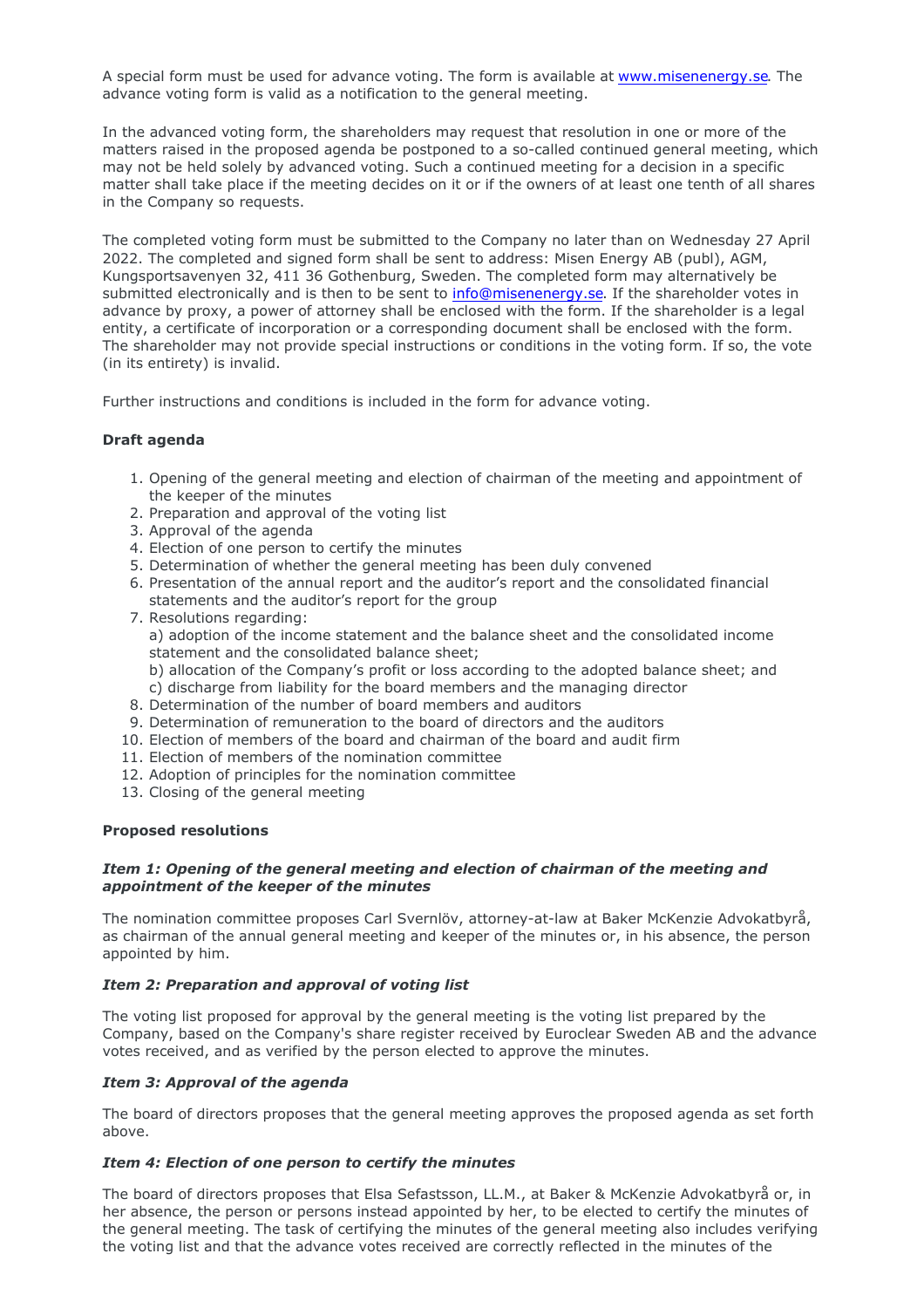A special form must be used for advance voting. The form is available at www.misenenergy.se. The advance voting form is valid as a notification to the general meeting.

In the advanced voting form, the shareholders may request that resolution in one or more of the matters raised in the proposed agenda be postponed to a so-called continued general meeting, which may not be held solely by advanced voting. Such a continued meeting for a decision in a specific matter shall take place if the meeting decides on it or if the owners of at least one tenth of all shares in the Company so requests.

The completed voting form must be submitted to the Company no later than on Wednesday 27 April 2022. The completed and signed form shall be sent to address: Misen Energy AB (publ), AGM, Kungsportsavenyen 32, 411 36 Gothenburg, Sweden. The completed form may alternatively be submitted electronically and is then to be sent to info@misenenergy.se. If the shareholder votes in advance by proxy, a power of attorney shall be enclosed with the form. If the shareholder is a legal entity, a certificate of incorporation or a corresponding document shall be enclosed with the form. The shareholder may not provide special instructions or conditions in the voting form. If so, the vote (in its entirety) is invalid.

Further instructions and conditions is included in the form for advance voting.

**Draft agenda**

1. Opening of the general meeting and election of chairman of the meeting and appointment of the keeper of the minutes
2. Preparation and approval of the voting list
3. Approval of the agenda
4. Election of one person to certify the minutes
5. Determination of whether the general meeting has been duly convened
6. Presentation of the annual report and the auditor's report and the consolidated financial statements and the auditor's report for the group
7. Resolutions regarding:
   a) adoption of the income statement and the balance sheet and the consolidated income statement and the consolidated balance sheet;
   b) allocation of the Company's profit or loss according to the adopted balance sheet; and
   c) discharge from liability for the board members and the managing director
8. Determination of the number of board members and auditors
9. Determination of remuneration to the board of directors and the auditors
10. Election of members of the board and chairman of the board and audit firm
11. Election of members of the nomination committee
12. Adoption of principles for the nomination committee
13. Closing of the general meeting

**Proposed resolutions**

***Item 1: Opening of the general meeting and election of chairman of the meeting and appointment of the keeper of the minutes***

The nomination committee proposes Carl Svernlöv, attorney-at-law at Baker McKenzie Advokatbyrå, as chairman of the annual general meeting and keeper of the minutes or, in his absence, the person appointed by him.

***Item 2: Preparation and approval of voting list***

The voting list proposed for approval by the general meeting is the voting list prepared by the Company, based on the Company's share register received by Euroclear Sweden AB and the advance votes received, and as verified by the person elected to approve the minutes.

***Item 3: Approval of the agenda***

The board of directors proposes that the general meeting approves the proposed agenda as set forth above.

***Item 4: Election of one person to certify the minutes***

The board of directors proposes that Elsa Sefastsson, LL.M., at Baker & McKenzie Advokatbyrå or, in her absence, the person or persons instead appointed by her, to be elected to certify the minutes of the general meeting. The task of certifying the minutes of the general meeting also includes verifying the voting list and that the advance votes received are correctly reflected in the minutes of the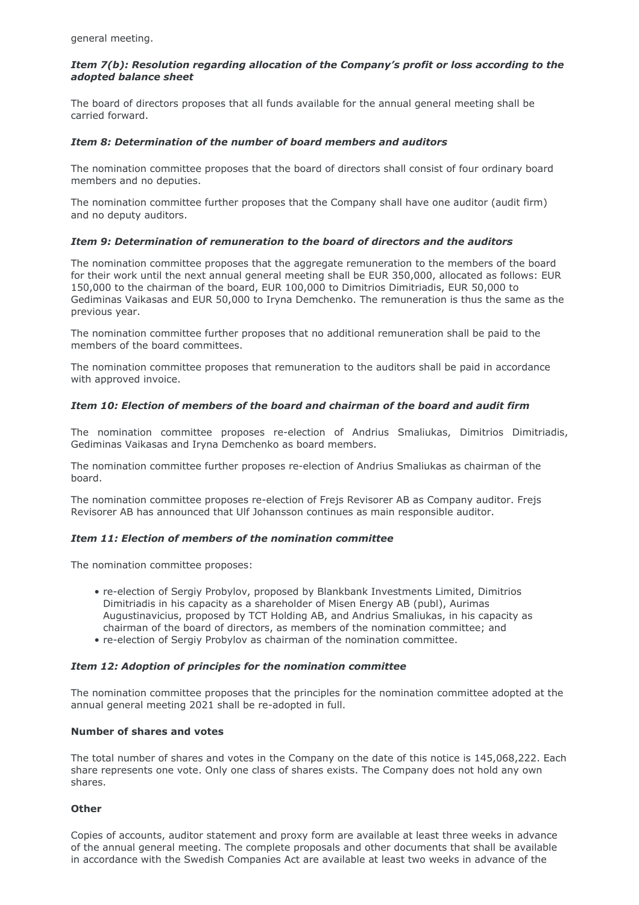general meeting.

### *Item 7(b): Resolution regarding allocation of the Company's profit or loss according to the adopted balance sheet*

The board of directors proposes that all funds available for the annual general meeting shall be carried forward.

### *Item 8: Determination of the number of board members and auditors*

The nomination committee proposes that the board of directors shall consist of four ordinary board members and no deputies.

The nomination committee further proposes that the Company shall have one auditor (audit firm) and no deputy auditors.

### *Item 9: Determination of remuneration to the board of directors and the auditors*

The nomination committee proposes that the aggregate remuneration to the members of the board for their work until the next annual general meeting shall be EUR 350,000, allocated as follows: EUR 150,000 to the chairman of the board, EUR 100,000 to Dimitrios Dimitriadis, EUR 50,000 to Gediminas Vaikasas and EUR 50,000 to Iryna Demchenko. The remuneration is thus the same as the previous year.

The nomination committee further proposes that no additional remuneration shall be paid to the members of the board committees.

The nomination committee proposes that remuneration to the auditors shall be paid in accordance with approved invoice.

### *Item 10: Election of members of the board and chairman of the board and audit firm*

The nomination committee proposes re-election of Andrius Smaliukas, Dimitrios Dimitriadis, Gediminas Vaikasas and Iryna Demchenko as board members.

The nomination committee further proposes re-election of Andrius Smaliukas as chairman of the board.

The nomination committee proposes re-election of Frejs Revisorer AB as Company auditor. Frejs Revisorer AB has announced that Ulf Johansson continues as main responsible auditor.

### *Item 11: Election of members of the nomination committee*

The nomination committee proposes:

- re-election of Sergiy Probylov, proposed by Blankbank Investments Limited, Dimitrios Dimitriadis in his capacity as a shareholder of Misen Energy AB (publ), Aurimas Augustinavicius, proposed by TCT Holding AB, and Andrius Smaliukas, in his capacity as chairman of the board of directors, as members of the nomination committee; and
- re-election of Sergiy Probylov as chairman of the nomination committee.

### *Item 12: Adoption of principles for the nomination committee*

The nomination committee proposes that the principles for the nomination committee adopted at the annual general meeting 2021 shall be re-adopted in full.

**Number of shares and votes**

The total number of shares and votes in the Company on the date of this notice is 145,068,222. Each share represents one vote. Only one class of shares exists. The Company does not hold any own shares.

**Other**

Copies of accounts, auditor statement and proxy form are available at least three weeks in advance of the annual general meeting. The complete proposals and other documents that shall be available in accordance with the Swedish Companies Act are available at least two weeks in advance of the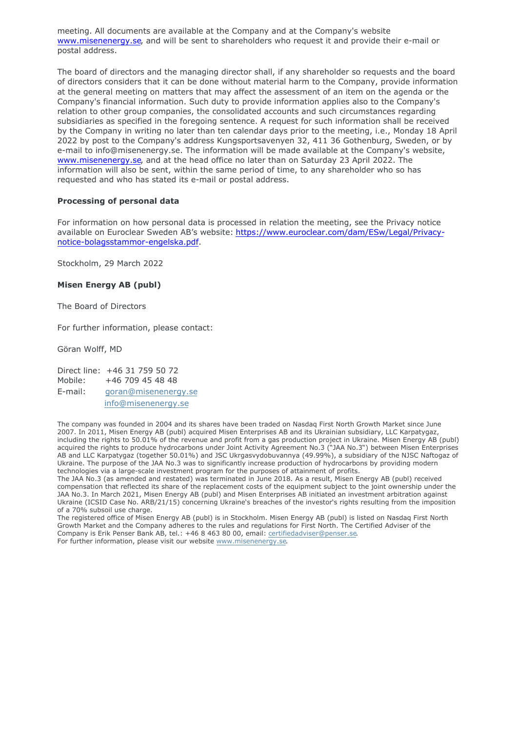meeting. All documents are available at the Company and at the Company's website www.misenenergy.se, and will be sent to shareholders who request it and provide their e-mail or postal address.

The board of directors and the managing director shall, if any shareholder so requests and the board of directors considers that it can be done without material harm to the Company, provide information at the general meeting on matters that may affect the assessment of an item on the agenda or the Company's financial information. Such duty to provide information applies also to the Company's relation to other group companies, the consolidated accounts and such circumstances regarding subsidiaries as specified in the foregoing sentence. A request for such information shall be received by the Company in writing no later than ten calendar days prior to the meeting, i.e., Monday 18 April 2022 by post to the Company's address Kungsportsavenyen 32, 411 36 Gothenburg, Sweden, or by e-mail to info@misenenergy.se. The information will be made available at the Company's website, www.misenenergy.se, and at the head office no later than on Saturday 23 April 2022. The information will also be sent, within the same period of time, to any shareholder who so has requested and who has stated its e-mail or postal address.

**Processing of personal data**

For information on how personal data is processed in relation the meeting, see the Privacy notice available on Euroclear Sweden AB's website: https://www.euroclear.com/dam/ESw/Legal/Privacy-notice-bolagsstammor-engelska.pdf.

Stockholm, 29 March 2022

**Misen Energy AB (publ)**

The Board of Directors

For further information, please contact:

Göran Wolff, MD

Direct line: +46 31 759 50 72
Mobile: +46 709 45 48 48
E-mail: goran@misenenergy.se
info@misenenergy.se

The company was founded in 2004 and its shares have been traded on Nasdaq First North Growth Market since June 2007. In 2011, Misen Energy AB (publ) acquired Misen Enterprises AB and its Ukrainian subsidiary, LLC Karpatygaz, including the rights to 50.01% of the revenue and profit from a gas production project in Ukraine. Misen Energy AB (publ) acquired the rights to produce hydrocarbons under Joint Activity Agreement No.3 ("JAA No.3") between Misen Enterprises AB and LLC Karpatygaz (together 50.01%) and JSC Ukrgasvydobuvannya (49.99%), a subsidiary of the NJSC Naftogaz of Ukraine. The purpose of the JAA No.3 was to significantly increase production of hydrocarbons by providing modern technologies via a large-scale investment program for the purposes of attainment of profits.
The JAA No.3 (as amended and restated) was terminated in June 2018. As a result, Misen Energy AB (publ) received compensation that reflected its share of the replacement costs of the equipment subject to the joint ownership under the JAA No.3. In March 2021, Misen Energy AB (publ) and Misen Enterprises AB initiated an investment arbitration against Ukraine (ICSID Case No. ARB/21/15) concerning Ukraine's breaches of the investor's rights resulting from the imposition of a 70% subsoil use charge.
The registered office of Misen Energy AB (publ) is in Stockholm. Misen Energy AB (publ) is listed on Nasdaq First North Growth Market and the Company adheres to the rules and regulations for First North. The Certified Adviser of the Company is Erik Penser Bank AB, tel.: +46 8 463 80 00, email: certifiedadviser@penser.se.
For further information, please visit our website www.misenenergy.se.